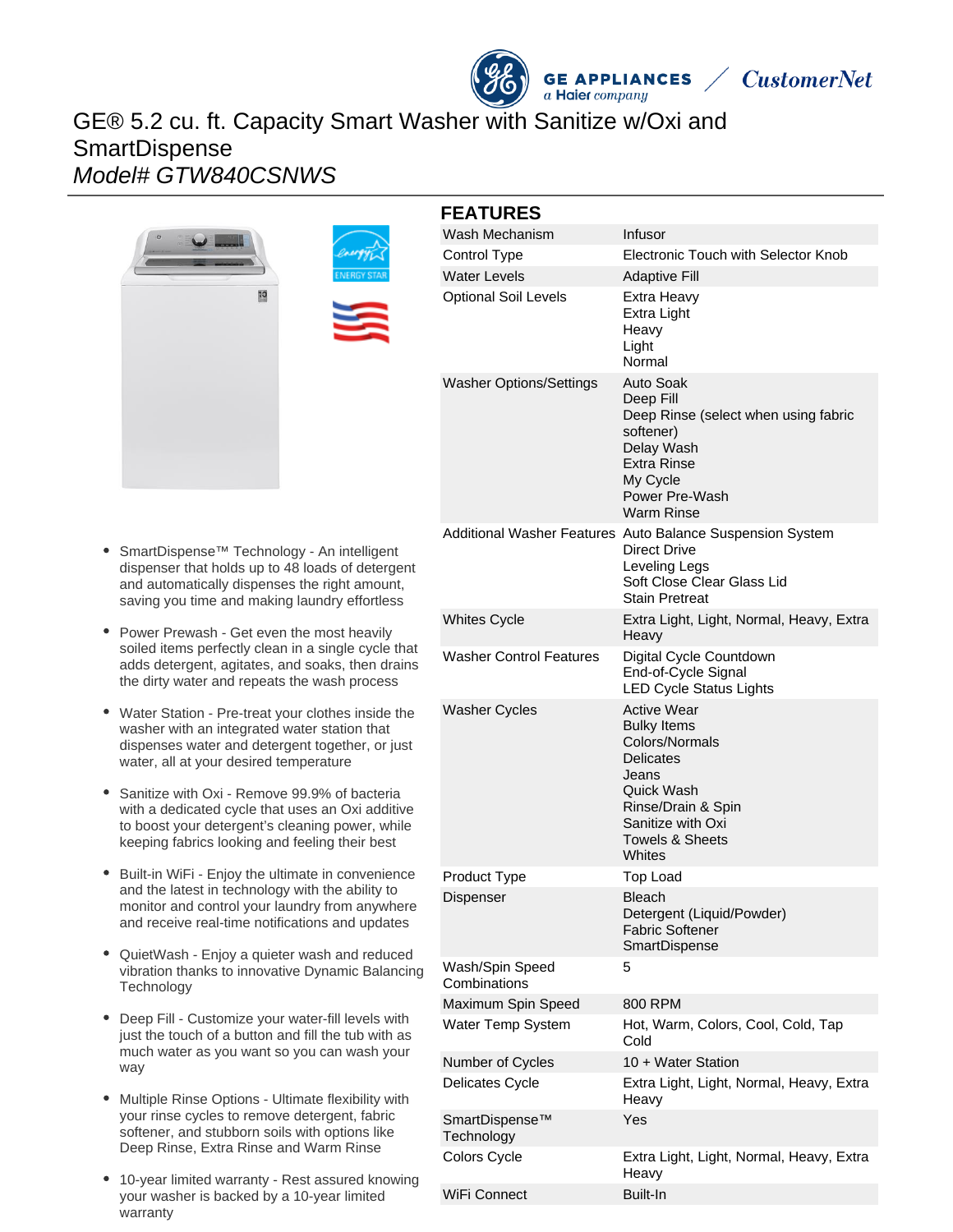# GE® 5.2 cu. ft. Capacity Smart Washer with Sanitize w/Oxi and SmartDispense

*Model# GTW840CSNWS*

- SmartDispense™ Technology - An intelligent dispenser that holds up to 48 loads of detergent and automatically dispenses the right amount, saving you time and making laundry effortless
- Power Prewash - Get even the most heavily soiled items perfectly clean in a single cycle that adds detergent, agitates, and soaks, then drains the dirty water and repeats the wash process
- Water Station - Pre-treat your clothes inside the washer with an integrated water station that dispenses water and detergent together, or just water, all at your desired temperature
- Sanitize with Oxi - Remove 99.9% of bacteria with a dedicated cycle that uses an Oxi additive to boost your detergent's cleaning power, while keeping fabrics looking and feeling their best
- Built-in WiFi - Enjoy the ultimate in convenience and the latest in technology with the ability to monitor and control your laundry from anywhere and receive real-time notifications and updates
- QuietWash - Enjoy a quieter wash and reduced vibration thanks to innovative Dynamic Balancing Technology
- Deep Fill - Customize your water-fill levels with just the touch of a button and fill the tub with as much water as you want so you can wash your way
- Multiple Rinse Options - Ultimate flexibility with your rinse cycles to remove detergent, fabric softener, and stubborn soils with options like Deep Rinse, Extra Rinse and Warm Rinse
- 10-year limited warranty - Rest assured knowing your washer is backed by a 10-year limited warranty

## FEATURES

| | |
|---|---|
| Wash Mechanism | Infusor |
| Control Type | Electronic Touch with Selector Knob |
| Water Levels | Adaptive Fill |
| Optional Soil Levels | Extra Heavy<br>Extra Light<br>Heavy<br>Light<br>Normal |
| Washer Options/Settings | Auto Soak<br>Deep Fill<br>Deep Rinse (select when using fabric softener)<br>Delay Wash<br>Extra Rinse<br>My Cycle<br>Power Pre-Wash<br>Warm Rinse |
| Additional Washer Features | Auto Balance Suspension System<br>Direct Drive<br>Leveling Legs<br>Soft Close Clear Glass Lid<br>Stain Pretreat |
| Whites Cycle | Extra Light, Light, Normal, Heavy, Extra Heavy |
| Washer Control Features | Digital Cycle Countdown<br>End-of-Cycle Signal<br>LED Cycle Status Lights |
| Washer Cycles | Active Wear<br>Bulky Items<br>Colors/Normals<br>Delicates<br>Jeans<br>Quick Wash<br>Rinse/Drain & Spin<br>Sanitize with Oxi<br>Towels & Sheets<br>Whites |
| Product Type | Top Load |
| Dispenser | Bleach<br>Detergent (Liquid/Powder)<br>Fabric Softener<br>SmartDispense |
| Wash/Spin Speed Combinations | 5 |
| Maximum Spin Speed | 800 RPM |
| Water Temp System | Hot, Warm, Colors, Cool, Cold, Tap Cold |
| Number of Cycles | 10 + Water Station |
| Delicates Cycle | Extra Light, Light, Normal, Heavy, Extra Heavy |
| SmartDispense™ Technology | Yes |
| Colors Cycle | Extra Light, Light, Normal, Heavy, Extra Heavy |
| WiFi Connect | Built-In |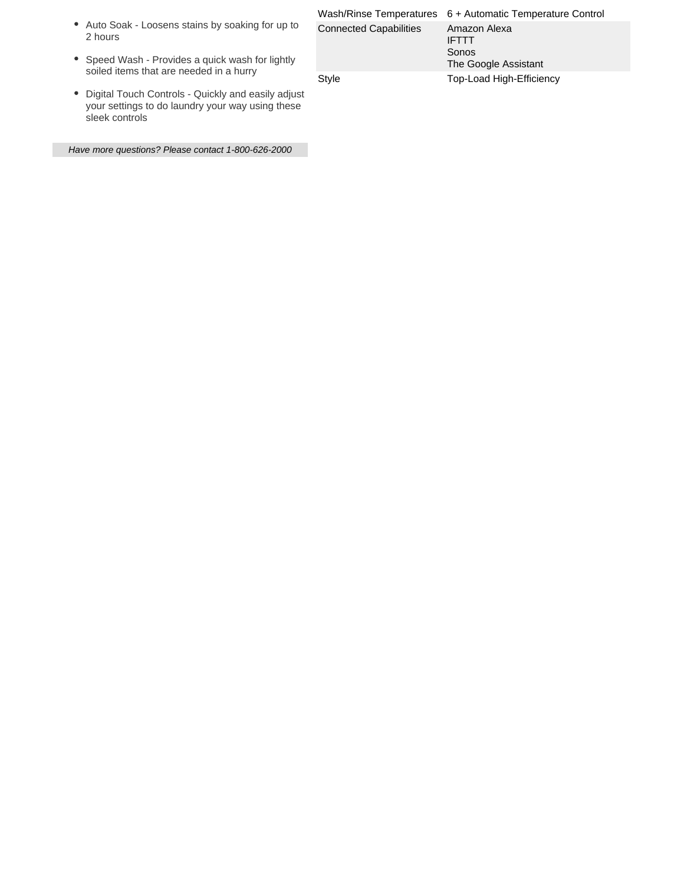- Auto Soak - Loosens stains by soaking for up to 2 hours
- Speed Wash - Provides a quick wash for lightly soiled items that are needed in a hurry
- Digital Touch Controls - Quickly and easily adjust your settings to do laundry your way using these sleek controls

*Have more questions? Please contact 1-800-626-2000*

| | |
|---|---|
| Wash/Rinse Temperatures | 6 + Automatic Temperature Control |
| Connected Capabilities | Amazon Alexa<br>IFTTT<br>Sonos<br>The Google Assistant |
| Style | Top-Load High-Efficiency |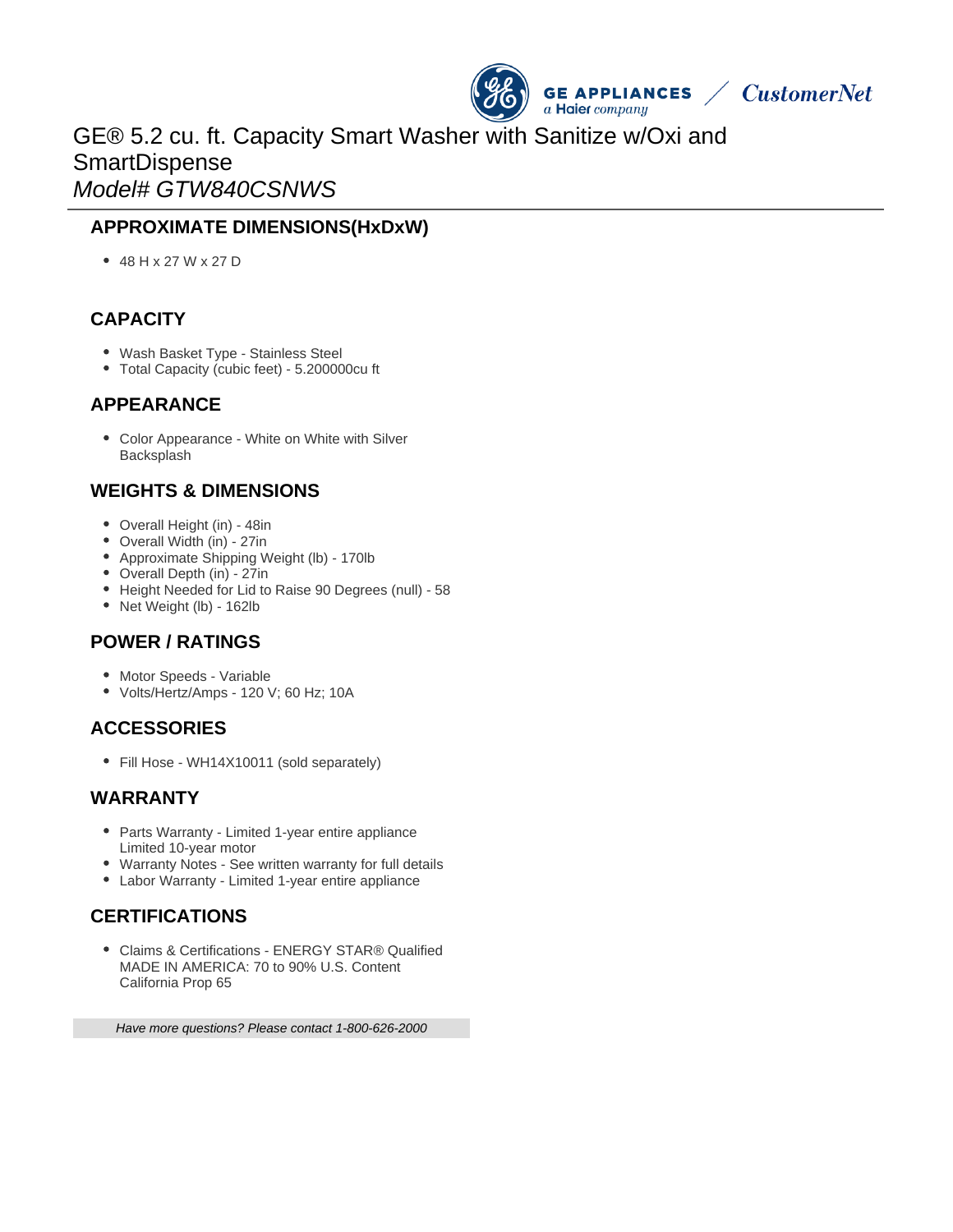# GE® 5.2 cu. ft. Capacity Smart Washer with Sanitize w/Oxi and SmartDispense

*Model# GTW840CSNWS*

## APPROXIMATE DIMENSIONS(HxDxW)

- 48 H x 27 W x 27 D

## CAPACITY

- Wash Basket Type - Stainless Steel
- Total Capacity (cubic feet) - 5.200000cu ft

## APPEARANCE

- Color Appearance - White on White with Silver Backsplash

## WEIGHTS & DIMENSIONS

- Overall Height (in) - 48in
- Overall Width (in) - 27in
- Approximate Shipping Weight (lb) - 170lb
- Overall Depth (in) - 27in
- Height Needed for Lid to Raise 90 Degrees (null) - 58
- Net Weight (lb) - 162lb

## POWER / RATINGS

- Motor Speeds - Variable
- Volts/Hertz/Amps - 120 V; 60 Hz; 10A

## ACCESSORIES

- Fill Hose - WH14X10011 (sold separately)

## WARRANTY

- Parts Warranty - Limited 1-year entire appliance
  Limited 10-year motor
- Warranty Notes - See written warranty for full details
- Labor Warranty - Limited 1-year entire appliance

## CERTIFICATIONS

- Claims & Certifications - ENERGY STAR® Qualified
  MADE IN AMERICA: 70 to 90% U.S. Content
  California Prop 65

*Have more questions? Please contact 1-800-626-2000*